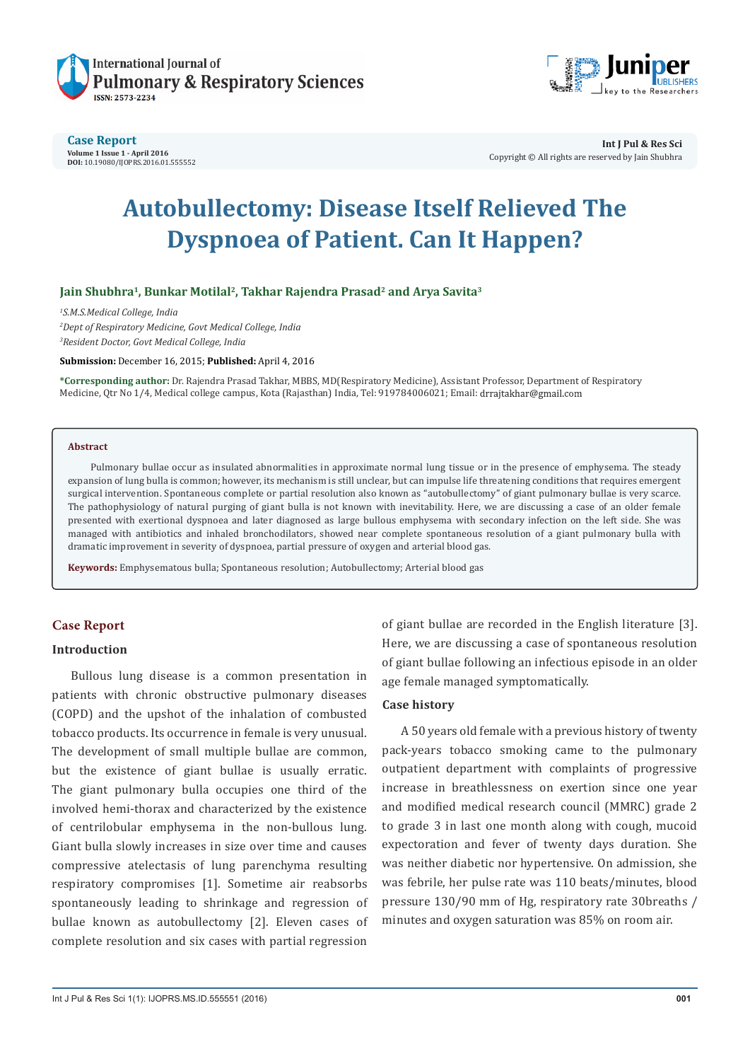Case Report

Volume 1 Issue 1 - April 2016

DOI: 10.19080/IJOPRS.2016.01.555552

Copyright © All rights are reserved by Jain Shubhra

# Autobullectomy: Disease Itself Relieved The Dyspnoea of Patient. Can It Happen?

**Jain Shubhra[1], Bunkar Motilal[2], Takhar Rajendra Prasad[2] and Arya Savita[3]**

*[1]S.M.S.Medical College, India*

*[2]Dept of Respiratory Medicine, Govt Medical College, India*

*[3]Resident Doctor, Govt Medical College, India*

**Submission:** December 16, 2015; **Published:** April 4, 2016

**\*Corresponding author:** Dr. Rajendra Prasad Takhar, MBBS, MD(Respiratory Medicine), Assistant Professor, Department of Respiratory Medicine, Qtr No 1/4, Medical college campus, Kota (Rajasthan) India, Tel: 919784006021; Email: drrajtakhar@gmail.com

## Abstract

Pulmonary bullae occur as insulated abnormalities in approximate normal lung tissue or in the presence of emphysema. The steady expansion of lung bulla is common; however, its mechanism is still unclear, but can impulse life threatening conditions that requires emergent surgical intervention. Spontaneous complete or partial resolution also known as "autobullectomy" of giant pulmonary bullae is very scarce. The pathophysiology of natural purging of giant bulla is not known with inevitability. Here, we are discussing a case of an older female presented with exertional dyspnoea and later diagnosed as large bullous emphysema with secondary infection on the left side. She was managed with antibiotics and inhaled bronchodilators, showed near complete spontaneous resolution of a giant pulmonary bulla with dramatic improvement in severity of dyspnoea, partial pressure of oxygen and arterial blood gas.

**Keywords:** Emphysematous bulla; Spontaneous resolution; Autobullectomy; Arterial blood gas

## Case Report

### Introduction

Bullous lung disease is a common presentation in patients with chronic obstructive pulmonary diseases (COPD) and the upshot of the inhalation of combusted tobacco products. Its occurrence in female is very unusual. The development of small multiple bullae are common, but the existence of giant bullae is usually erratic. The giant pulmonary bulla occupies one third of the involved hemi-thorax and characterized by the existence of centrilobular emphysema in the non-bullous lung. Giant bulla slowly increases in size over time and causes compressive atelectasis of lung parenchyma resulting respiratory compromises [1]. Sometime air reabsorbs spontaneously leading to shrinkage and regression of bullae known as autobullectomy [2]. Eleven cases of complete resolution and six cases with partial regression of giant bullae are recorded in the English literature [3]. Here, we are discussing a case of spontaneous resolution of giant bullae following an infectious episode in an older age female managed symptomatically.

### Case history

A 50 years old female with a previous history of twenty pack-years tobacco smoking came to the pulmonary outpatient department with complaints of progressive increase in breathlessness on exertion since one year and modified medical research council (MMRC) grade 2 to grade 3 in last one month along with cough, mucoid expectoration and fever of twenty days duration. She was neither diabetic nor hypertensive. On admission, she was febrile, her pulse rate was 110 beats/minutes, blood pressure 130/90 mm of Hg, respiratory rate 30breaths / minutes and oxygen saturation was 85% on room air.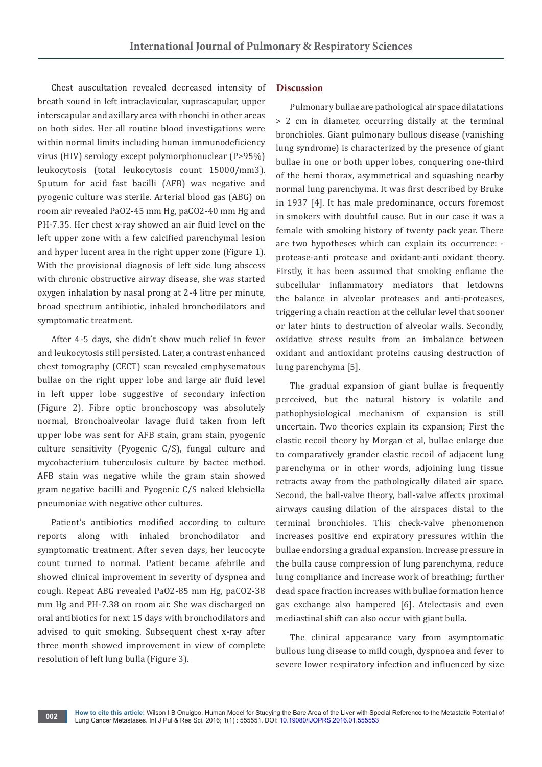Chest auscultation revealed decreased intensity of breath sound in left intraclavicular, suprascapular, upper interscapular and axillary area with rhonchi in other areas on both sides. Her all routine blood investigations were within normal limits including human immunodeficiency virus (HIV) serology except polymorphonuclear (P>95%) leukocytosis (total leukocytosis count 15000/mm3). Sputum for acid fast bacilli (AFB) was negative and pyogenic culture was sterile. Arterial blood gas (ABG) on room air revealed PaO2-45 mm Hg, paCO2-40 mm Hg and PH-7.35. Her chest x-ray showed an air fluid level on the left upper zone with a few calcified parenchymal lesion and hyper lucent area in the right upper zone (Figure 1). With the provisional diagnosis of left side lung abscess with chronic obstructive airway disease, she was started oxygen inhalation by nasal prong at 2-4 litre per minute, broad spectrum antibiotic, inhaled bronchodilators and symptomatic treatment.

After 4-5 days, she didn't show much relief in fever and leukocytosis still persisted. Later, a contrast enhanced chest tomography (CECT) scan revealed emphysematous bullae on the right upper lobe and large air fluid level in left upper lobe suggestive of secondary infection (Figure 2). Fibre optic bronchoscopy was absolutely normal, Bronchoalveolar lavage fluid taken from left upper lobe was sent for AFB stain, gram stain, pyogenic culture sensitivity (Pyogenic C/S), fungal culture and mycobacterium tuberculosis culture by bactec method. AFB stain was negative while the gram stain showed gram negative bacilli and Pyogenic C/S naked klebsiella pneumoniae with negative other cultures.

Patient's antibiotics modified according to culture reports along with inhaled bronchodilator and symptomatic treatment. After seven days, her leucocyte count turned to normal. Patient became afebrile and showed clinical improvement in severity of dyspnea and cough. Repeat ABG revealed PaO2-85 mm Hg, paCO2-38 mm Hg and PH-7.38 on room air. She was discharged on oral antibiotics for next 15 days with bronchodilators and advised to quit smoking. Subsequent chest x-ray after three month showed improvement in view of complete resolution of left lung bulla (Figure 3).

## Discussion

Pulmonary bullae are pathological air space dilatations > 2 cm in diameter, occurring distally at the terminal bronchioles. Giant pulmonary bullous disease (vanishing lung syndrome) is characterized by the presence of giant bullae in one or both upper lobes, conquering one-third of the hemi thorax, asymmetrical and squashing nearby normal lung parenchyma. It was first described by Bruke in 1937 [4]. It has male predominance, occurs foremost in smokers with doubtful cause. But in our case it was a female with smoking history of twenty pack year. There are two hypotheses which can explain its occurrence: - protease-anti protease and oxidant-anti oxidant theory. Firstly, it has been assumed that smoking enflame the subcellular inflammatory mediators that letdowns the balance in alveolar proteases and anti-proteases, triggering a chain reaction at the cellular level that sooner or later hints to destruction of alveolar walls. Secondly, oxidative stress results from an imbalance between oxidant and antioxidant proteins causing destruction of lung parenchyma [5].

The gradual expansion of giant bullae is frequently perceived, but the natural history is volatile and pathophysiological mechanism of expansion is still uncertain. Two theories explain its expansion; First the elastic recoil theory by Morgan et al, bullae enlarge due to comparatively grander elastic recoil of adjacent lung parenchyma or in other words, adjoining lung tissue retracts away from the pathologically dilated air space. Second, the ball-valve theory, ball-valve affects proximal airways causing dilation of the airspaces distal to the terminal bronchioles. This check-valve phenomenon increases positive end expiratory pressures within the bullae endorsing a gradual expansion. Increase pressure in the bulla cause compression of lung parenchyma, reduce lung compliance and increase work of breathing; further dead space fraction increases with bullae formation hence gas exchange also hampered [6]. Atelectasis and even mediastinal shift can also occur with giant bulla.

The clinical appearance vary from asymptomatic bullous lung disease to mild cough, dyspnoea and fever to severe lower respiratory infection and influenced by size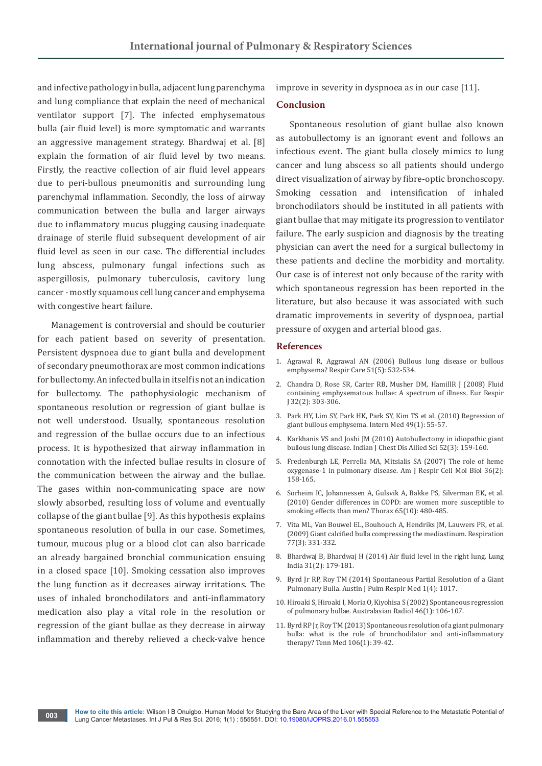and infective pathology in bulla, adjacent lung parenchyma and lung compliance that explain the need of mechanical ventilator support [7]. The infected emphysematous bulla (air fluid level) is more symptomatic and warrants an aggressive management strategy. Bhardwaj et al. [8] explain the formation of air fluid level by two means. Firstly, the reactive collection of air fluid level appears due to peri-bullous pneumonitis and surrounding lung parenchymal inflammation. Secondly, the loss of airway communication between the bulla and larger airways due to inflammatory mucus plugging causing inadequate drainage of sterile fluid subsequent development of air fluid level as seen in our case. The differential includes lung abscess, pulmonary fungal infections such as aspergillosis, pulmonary tuberculosis, cavitory lung cancer - mostly squamous cell lung cancer and emphysema with congestive heart failure.

Management is controversial and should be couturier for each patient based on severity of presentation. Persistent dyspnoea due to giant bulla and development of secondary pneumothorax are most common indications for bullectomy. An infected bulla in itself is not an indication for bullectomy. The pathophysiologic mechanism of spontaneous resolution or regression of giant bullae is not well understood. Usually, spontaneous resolution and regression of the bullae occurs due to an infectious process. It is hypothesized that airway inflammation in connotation with the infected bullae results in closure of the communication between the airway and the bullae. The gases within non-communicating space are now slowly absorbed, resulting loss of volume and eventually collapse of the giant bullae [9]. As this hypothesis explains spontaneous resolution of bulla in our case. Sometimes, tumour, mucous plug or a blood clot can also barricade an already bargained bronchial communication ensuing in a closed space [10]. Smoking cessation also improves the lung function as it decreases airway irritations. The uses of inhaled bronchodilators and anti-inflammatory medication also play a vital role in the resolution or regression of the giant bullae as they decrease in airway inflammation and thereby relieved a check-valve hence improve in severity in dyspnoea as in our case [11].

## Conclusion

Spontaneous resolution of giant bullae also known as autobullectomy is an ignorant event and follows an infectious event. The giant bulla closely mimics to lung cancer and lung abscess so all patients should undergo direct visualization of airway by fibre-optic bronchoscopy. Smoking cessation and intensification of inhaled bronchodilators should be instituted in all patients with giant bullae that may mitigate its progression to ventilator failure. The early suspicion and diagnosis by the treating physician can avert the need for a surgical bullectomy in these patients and decline the morbidity and mortality. Our case is of interest not only because of the rarity with which spontaneous regression has been reported in the literature, but also because it was associated with such dramatic improvements in severity of dyspnoea, partial pressure of oxygen and arterial blood gas.

## References

1. Agrawal R, Aggrawal AN (2006) Bullous lung disease or bullous emphysema? Respir Care 51(5): 532-534.
2. Chandra D, Rose SR, Carter RB, Musher DM, HamillR J (2008) Fluid containing emphysematous bullae: A spectrum of illness. Eur Respir J 32(2): 303-306.
3. Park HY, Lim SY, Park HK, Park SY, Kim TS et al. (2010) Regression of giant bullous emphysema. Intern Med 49(1): 55-57.
4. Karkhanis VS and Joshi JM (2010) Autobullectomy in idiopathic giant bullous lung disease. Indian J Chest Dis Allied Sci 52(3): 159-160.
5. Fredenburgh LE, Perrella MA, Mitsialis SA (2007) The role of heme oxygenase-1 in pulmonary disease. Am J Respir Cell Mol Biol 36(2): 158-165.
6. Sorheim IC, Johannessen A, Gulsvik A, Bakke PS, Silverman EK, et al. (2010) Gender differences in COPD: are women more susceptible to smoking effects than men? Thorax 65(10): 480-485.
7. Vita ML, Van Bouwel EL, Bouhouch A, Hendriks JM, Lauwers PR, et al. (2009) Giant calcified bulla compressing the mediastinum. Respiration 77(3): 331-332.
8. Bhardwaj B, Bhardwaj H (2014) Air fluid level in the right lung. Lung India 31(2): 179-181.
9. Byrd Jr RP, Roy TM (2014) Spontaneous Partial Resolution of a Giant Pulmonary Bulla. Austin J Pulm Respir Med 1(4): 1017.
10. Hiroaki S, Hiroaki I, Moria O, Kiyohisa S (2002) Spontaneous regression of pulmonary bullae. Australasian Radiol 46(1): 106-107.
11. Byrd RP Jr, Roy TM (2013) Spontaneous resolution of a giant pulmonary bulla: what is the role of bronchodilator and anti-inflammatory therapy? Tenn Med 106(1): 39-42.

**How to cite this article:** Wilson I B Onuigbo. Human Model for Studying the Bare Area of the Liver with Special Reference to the Metastatic Potential of Lung Cancer Metastases. Int J Pul & Res Sci. 2016; 1(1) : 555551. DOI: 10.19080/IJOPRS.2016.01.555553